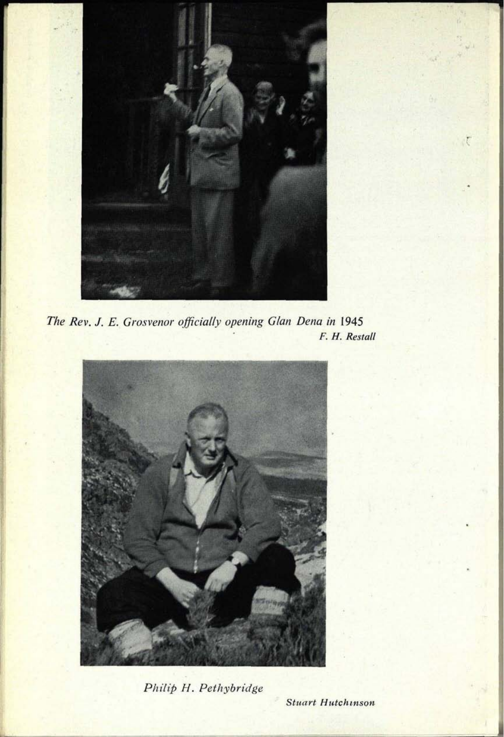*The Rev. J. E. Grosvenor officially opening Glan Dena in 1945*

*F. H. Restall*

*Philip H. Pethybridge*

*Stuart Hutchinson*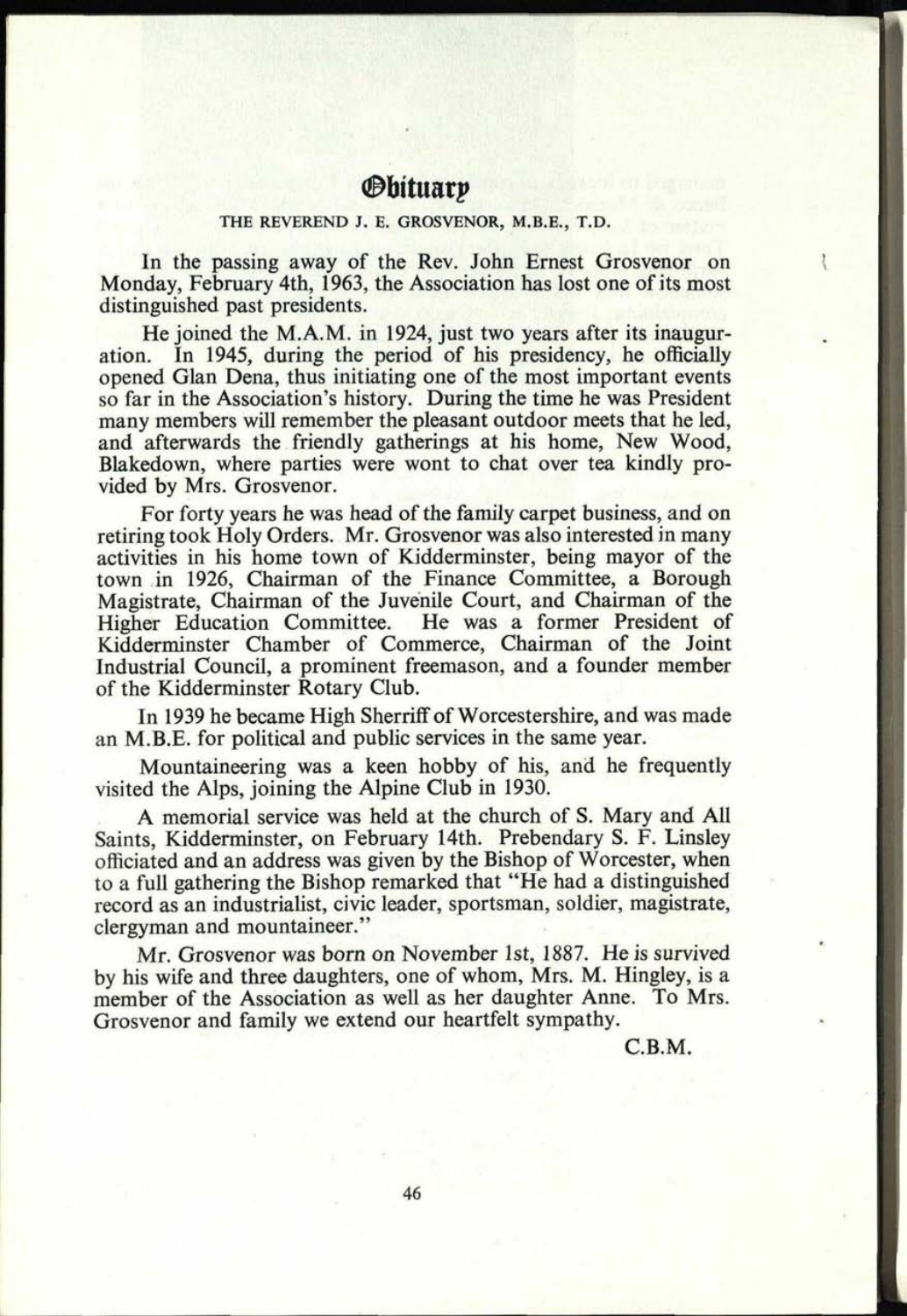# Obituary

### THE REVEREND J. E. GROSVENOR, M.B.E., T.D.

In the passing away of the Rev. John Ernest Grosvenor on Monday, February 4th, 1963, the Association has lost one of its most distinguished past presidents.

He joined the M.A.M. in 1924, just two years after its inauguration. In 1945, during the period of his presidency, he officially opened Glan Dena, thus initiating one of the most important events so far in the Association's history. During the time he was President many members will remember the pleasant outdoor meets that he led, and afterwards the friendly gatherings at his home, New Wood, Blakedown, where parties were wont to chat over tea kindly provided by Mrs. Grosvenor.

For forty years he was head of the family carpet business, and on retiring took Holy Orders. Mr. Grosvenor was also interested in many activities in his home town of Kidderminster, being mayor of the town in 1926, Chairman of the Finance Committee, a Borough Magistrate, Chairman of the Juvenile Court, and Chairman of the Higher Education Committee. He was a former President of Kidderminster Chamber of Commerce, Chairman of the Joint Industrial Council, a prominent freemason, and a founder member of the Kidderminster Rotary Club.

In 1939 he became High Sherriff of Worcestershire, and was made an M.B.E. for political and public services in the same year.

Mountaineering was a keen hobby of his, and he frequently visited the Alps, joining the Alpine Club in 1930.

A memorial service was held at the church of S. Mary and All Saints, Kidderminster, on February 14th. Prebendary S. F. Linsley officiated and an address was given by the Bishop of Worcester, when to a full gathering the Bishop remarked that "He had a distinguished record as an industrialist, civic leader, sportsman, soldier, magistrate, clergyman and mountaineer."

Mr. Grosvenor was born on November 1st, 1887. He is survived by his wife and three daughters, one of whom, Mrs. M. Hingley, is a member of the Association as well as her daughter Anne. To Mrs. Grosvenor and family we extend our heartfelt sympathy.

C.B.M.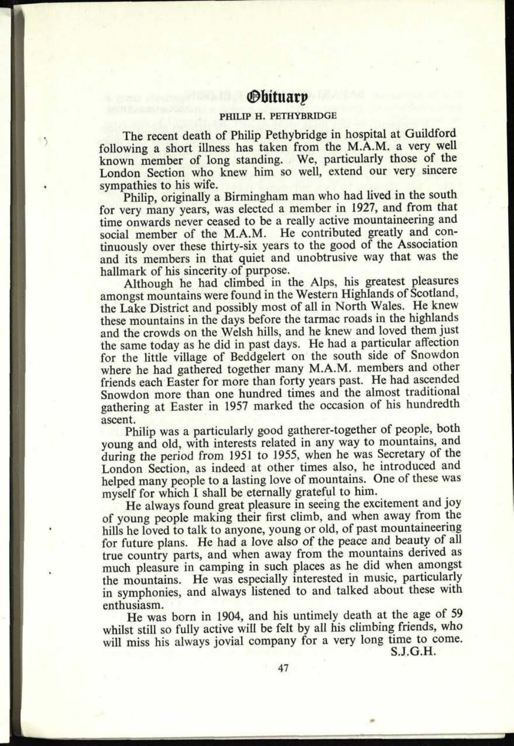# Obituary

## PHILIP H. PETHYBRIDGE

The recent death of Philip Pethybridge in hospital at Guildford following a short illness has taken from the M.A.M. a very well known member of long standing. We, particularly those of the London Section who knew him so well, extend our very sincere sympathies to his wife.

Philip, originally a Birmingham man who had lived in the south for very many years, was elected a member in 1927, and from that time onwards never ceased to be a really active mountaineering and social member of the M.A.M. He contributed greatly and continuously over these thirty-six years to the good of the Association and its members in that quiet and unobtrusive way that was the hallmark of his sincerity of purpose.

Although he had climbed in the Alps, his greatest pleasures amongst mountains were found in the Western Highlands of Scotland, the Lake District and possibly most of all in North Wales. He knew these mountains in the days before the tarmac roads in the highlands and the crowds on the Welsh hills, and he knew and loved them just the same today as he did in past days. He had a particular affection for the little village of Beddgelert on the south side of Snowdon where he had gathered together many M.A.M. members and other friends each Easter for more than forty years past. He had ascended Snowdon more than one hundred times and the almost traditional gathering at Easter in 1957 marked the occasion of his hundredth ascent.

Philip was a particularly good gatherer-together of people, both young and old, with interests related in any way to mountains, and during the period from 1951 to 1955, when he was Secretary of the London Section, as indeed at other times also, he introduced and helped many people to a lasting love of mountains. One of these was myself for which I shall be eternally grateful to him.

He always found great pleasure in seeing the excitement and joy of young people making their first climb, and when away from the hills he loved to talk to anyone, young or old, of past mountaineering for future plans. He had a love also of the peace and beauty of all true country parts, and when away from the mountains derived as much pleasure in camping in such places as he did when amongst the mountains. He was especially interested in music, particularly in symphonies, and always listened to and talked about these with enthusiasm.

He was born in 1904, and his untimely death at the age of 59 whilst still so fully active will be felt by all his climbing friends, who will miss his always jovial company for a very long time to come.

S.J.G.H.